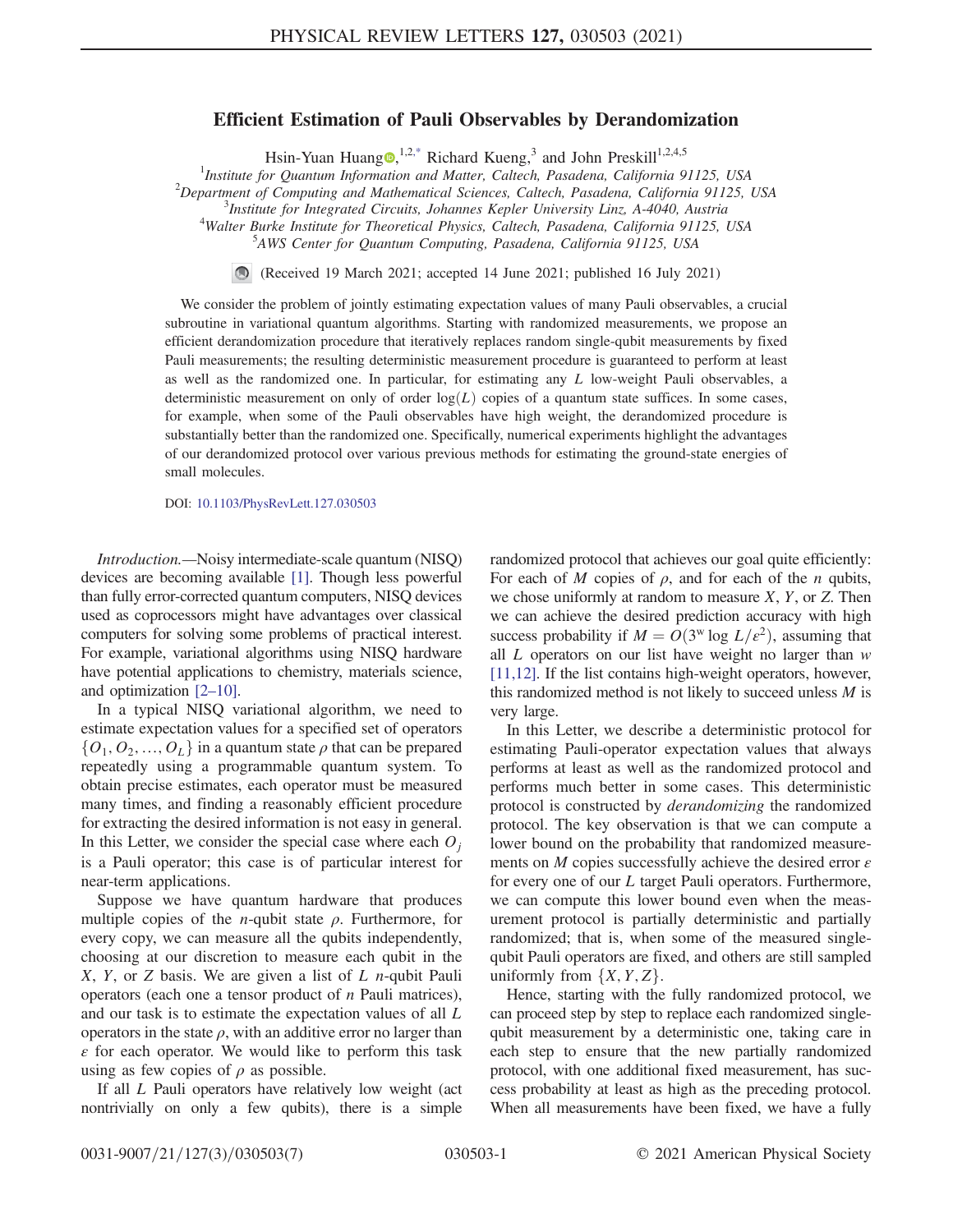# Efficient Estimation of Pauli Observables by Derandomization

Hsin-Yuan Huang[1,2,*] Richard Kueng,[3] and John Preskill[1,2,4,5]

[1]*Institute for Quantum Information and Matter, Caltech, Pasadena, California 91125, USA*
[2]*Department of Computing and Mathematical Sciences, Caltech, Pasadena, California 91125, USA*
[3]*Institute for Integrated Circuits, Johannes Kepler University Linz, A-4040, Austria*
[4]*Walter Burke Institute for Theoretical Physics, Caltech, Pasadena, California 91125, USA*
[5]*AWS Center for Quantum Computing, Pasadena, California 91125, USA*

(Received 19 March 2021; accepted 14 June 2021; published 16 July 2021)

We consider the problem of jointly estimating expectation values of many Pauli observables, a crucial subroutine in variational quantum algorithms. Starting with randomized measurements, we propose an efficient derandomization procedure that iteratively replaces random single-qubit measurements by fixed Pauli measurements; the resulting deterministic measurement procedure is guaranteed to perform at least as well as the randomized one. In particular, for estimating any $L$ low-weight Pauli observables, a deterministic measurement on only of order $\log(L)$ copies of a quantum state suffices. In some cases, for example, when some of the Pauli observables have high weight, the derandomized procedure is substantially better than the randomized one. Specifically, numerical experiments highlight the advantages of our derandomized protocol over various previous methods for estimating the ground-state energies of small molecules.

DOI: 10.1103/PhysRevLett.127.030503

*Introduction.*—Noisy intermediate-scale quantum (NISQ) devices are becoming available [1]. Though less powerful than fully error-corrected quantum computers, NISQ devices used as coprocessors might have advantages over classical computers for solving some problems of practical interest. For example, variational algorithms using NISQ hardware have potential applications to chemistry, materials science, and optimization [2–10].

In a typical NISQ variational algorithm, we need to estimate expectation values for a specified set of operators $\{O_1, O_2, \ldots, O_L\}$ in a quantum state $\rho$ that can be prepared repeatedly using a programmable quantum system. To obtain precise estimates, each operator must be measured many times, and finding a reasonably efficient procedure for extracting the desired information is not easy in general. In this Letter, we consider the special case where each $O_j$ is a Pauli operator; this case is of particular interest for near-term applications.

Suppose we have quantum hardware that produces multiple copies of the $n$-qubit state $\rho$. Furthermore, for every copy, we can measure all the qubits independently, choosing at our discretion to measure each qubit in the $X$, $Y$, or $Z$ basis. We are given a list of $L$ $n$-qubit Pauli operators (each one a tensor product of $n$ Pauli matrices), and our task is to estimate the expectation values of all $L$ operators in the state $\rho$, with an additive error no larger than $\varepsilon$ for each operator. We would like to perform this task using as few copies of $\rho$ as possible.

If all $L$ Pauli operators have relatively low weight (act nontrivially on only a few qubits), there is a simple randomized protocol that achieves our goal quite efficiently: For each of $M$ copies of $\rho$, and for each of the $n$ qubits, we chose uniformly at random to measure $X$, $Y$, or $Z$. Then we can achieve the desired prediction accuracy with high success probability if $M = O(3^w \log L/\varepsilon^2)$, assuming that all $L$ operators on our list have weight no larger than $w$ [11,12]. If the list contains high-weight operators, however, this randomized method is not likely to succeed unless $M$ is very large.

In this Letter, we describe a deterministic protocol for estimating Pauli-operator expectation values that always performs at least as well as the randomized protocol and performs much better in some cases. This deterministic protocol is constructed by *derandomizing* the randomized protocol. The key observation is that we can compute a lower bound on the probability that randomized measurements on $M$ copies successfully achieve the desired error $\varepsilon$ for every one of our $L$ target Pauli operators. Furthermore, we can compute this lower bound even when the measurement protocol is partially deterministic and partially randomized; that is, when some of the measured single-qubit Pauli operators are fixed, and others are still sampled uniformly from $\{X, Y, Z\}$.

Hence, starting with the fully randomized protocol, we can proceed step by step to replace each randomized single-qubit measurement by a deterministic one, taking care in each step to ensure that the new partially randomized protocol, with one additional fixed measurement, has success probability at least as high as the preceding protocol. When all measurements have been fixed, we have a fully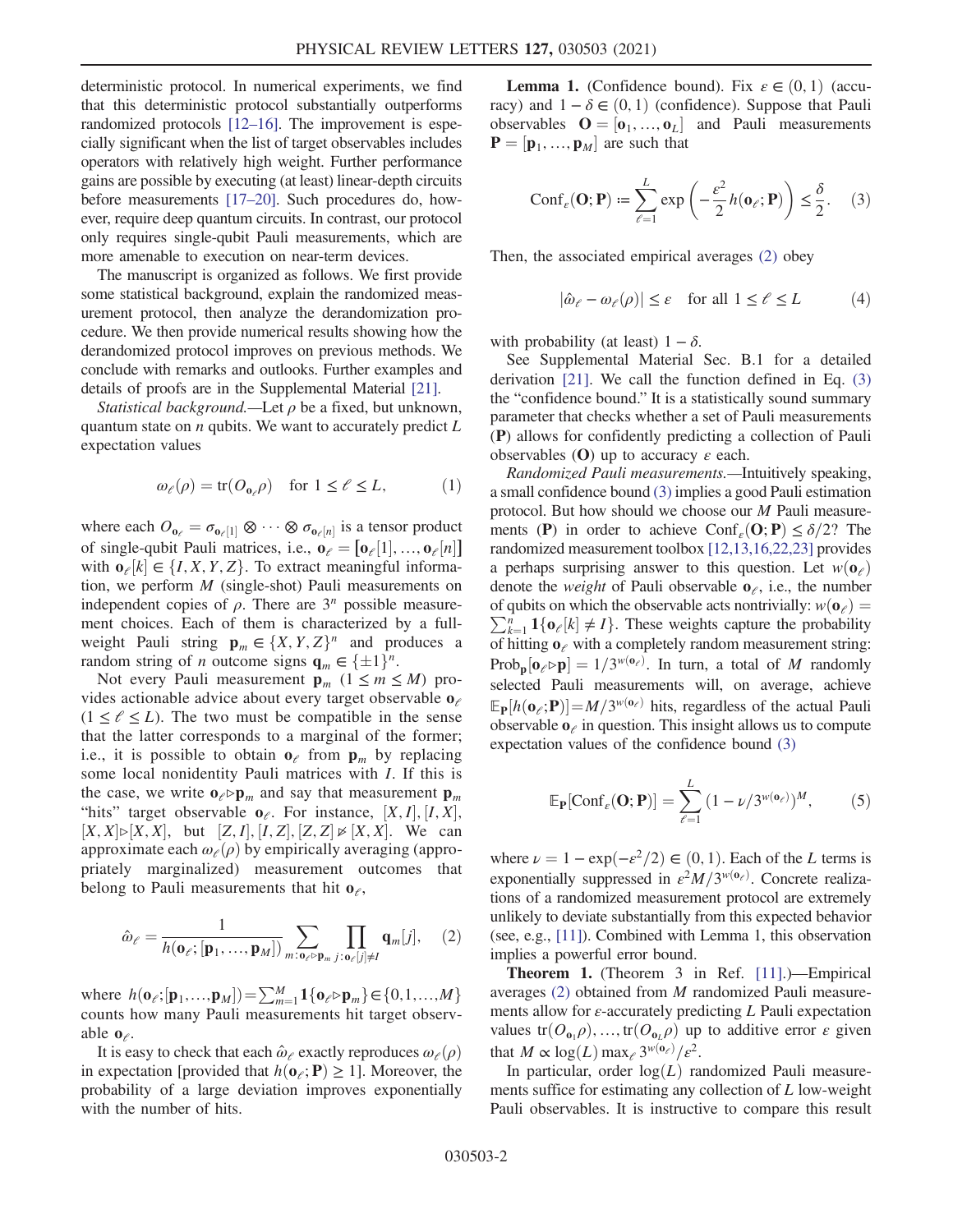deterministic protocol. In numerical experiments, we find that this deterministic protocol substantially outperforms randomized protocols [12–16]. The improvement is especially significant when the list of target observables includes operators with relatively high weight. Further performance gains are possible by executing (at least) linear-depth circuits before measurements [17–20]. Such procedures do, however, require deep quantum circuits. In contrast, our protocol only requires single-qubit Pauli measurements, which are more amenable to execution on near-term devices.

The manuscript is organized as follows. We first provide some statistical background, explain the randomized measurement protocol, then analyze the derandomization procedure. We then provide numerical results showing how the derandomized protocol improves on previous methods. We conclude with remarks and outlooks. Further examples and details of proofs are in the Supplemental Material [21].

*Statistical background.*—Let $\rho$ be a fixed, but unknown, quantum state on $n$ qubits. We want to accurately predict $L$ expectation values

$$\omega_\ell(\rho) = \mathrm{tr}(O_{\mathbf{o}_\ell}\rho) \quad \text{for } 1 \leq \ell \leq L, \tag{1}$$

where each $O_{\mathbf{o}_\ell} = \sigma_{\mathbf{o}_\ell[1]} \otimes \cdots \otimes \sigma_{\mathbf{o}_\ell[n]}$ is a tensor product of single-qubit Pauli matrices, i.e., $\mathbf{o}_\ell = [\mathbf{o}_\ell[1], \ldots, \mathbf{o}_\ell[n]]$ with $\mathbf{o}_\ell[k] \in \{I, X, Y, Z\}$. To extract meaningful information, we perform $M$ (single-shot) Pauli measurements on independent copies of $\rho$. There are $3^n$ possible measurement choices. Each of them is characterized by a full-weight Pauli string $\mathbf{p}_m \in \{X, Y, Z\}^n$ and produces a random string of $n$ outcome signs $\mathbf{q}_m \in \{\pm 1\}^n$.

Not every Pauli measurement $\mathbf{p}_m$ $(1 \leq m \leq M)$ provides actionable advice about every target observable $\mathbf{o}_\ell$ $(1 \leq \ell \leq L)$. The two must be compatible in the sense that the latter corresponds to a marginal of the former; i.e., it is possible to obtain $\mathbf{o}_\ell$ from $\mathbf{p}_m$ by replacing some local nonidentity Pauli matrices with $I$. If this is the case, we write $\mathbf{o}_\ell \triangleright \mathbf{p}_m$ and say that measurement $\mathbf{p}_m$ "hits" target observable $\mathbf{o}_\ell$. For instance, $[X, I], [I, X], [X, X] \triangleright [X, X]$, but $[Z, I], [I, Z], [Z, Z] \not\triangleright [X, X]$. We can approximate each $\omega_\ell(\rho)$ by empirically averaging (appropriately marginalized) measurement outcomes that belong to Pauli measurements that hit $\mathbf{o}_\ell$,

$$\hat{\omega}_\ell = \frac{1}{h(\mathbf{o}_\ell; [\mathbf{p}_1, \ldots, \mathbf{p}_M])} \sum_{m: \mathbf{o}_\ell \triangleright \mathbf{p}_m} \prod_{j: \mathbf{o}_\ell[j] \neq I} \mathbf{q}_m[j], \tag{2}$$

where $h(\mathbf{o}_\ell; [\mathbf{p}_1, \ldots, \mathbf{p}_M]) = \sum_{m=1}^M \mathbf{1}\{\mathbf{o}_\ell \triangleright \mathbf{p}_m\} \in \{0, 1, \ldots, M\}$ counts how many Pauli measurements hit target observable $\mathbf{o}_\ell$.

It is easy to check that each $\hat{\omega}_\ell$ exactly reproduces $\omega_\ell(\rho)$ in expectation [provided that $h(\mathbf{o}_\ell; \mathbf{P}) \geq 1$]. Moreover, the probability of a large deviation improves exponentially with the number of hits.

**Lemma 1.** (Confidence bound). Fix $\varepsilon \in (0, 1)$ (accuracy) and $1 - \delta \in (0, 1)$ (confidence). Suppose that Pauli observables $\mathbf{O} = [\mathbf{o}_1, \ldots, \mathbf{o}_L]$ and Pauli measurements $\mathbf{P} = [\mathbf{p}_1, \ldots, \mathbf{p}_M]$ are such that

$$\mathrm{Conf}_\varepsilon(\mathbf{O}; \mathbf{P}) := \sum_{\ell=1}^L \exp\left(-\frac{\varepsilon^2}{2} h(\mathbf{o}_\ell; \mathbf{P})\right) \leq \frac{\delta}{2}. \tag{3}$$

Then, the associated empirical averages (2) obey

$$|\hat{\omega}_\ell - \omega_\ell(\rho)| \leq \varepsilon \quad \text{for all } 1 \leq \ell \leq L \tag{4}$$

with probability (at least) $1 - \delta$.

See Supplemental Material Sec. B.1 for a detailed derivation [21]. We call the function defined in Eq. (3) the "confidence bound." It is a statistically sound summary parameter that checks whether a set of Pauli measurements ($\mathbf{P}$) allows for confidently predicting a collection of Pauli observables ($\mathbf{O}$) up to accuracy $\varepsilon$ each.

*Randomized Pauli measurements.*—Intuitively speaking, a small confidence bound (3) implies a good Pauli estimation protocol. But how should we choose our $M$ Pauli measurements ($\mathbf{P}$) in order to achieve $\mathrm{Conf}_\varepsilon(\mathbf{O}; \mathbf{P}) \leq \delta/2$? The randomized measurement toolbox [12,13,16,22,23] provides a perhaps surprising answer to this question. Let $w(\mathbf{o}_\ell)$ denote the *weight* of Pauli observable $\mathbf{o}_\ell$, i.e., the number of qubits on which the observable acts nontrivially: $w(\mathbf{o}_\ell) = \sum_{k=1}^n \mathbf{1}\{\mathbf{o}_\ell[k] \neq I\}$. These weights capture the probability of hitting $\mathbf{o}_\ell$ with a completely random measurement string: $\mathrm{Prob}_\mathbf{p}[\mathbf{o}_\ell \triangleright \mathbf{p}] = 1/3^{w(\mathbf{o}_\ell)}$. In turn, a total of $M$ randomly selected Pauli measurements will, on average, achieve $\mathbb{E}_\mathbf{P}[h(\mathbf{o}_\ell; \mathbf{P})] = M/3^{w(\mathbf{o}_\ell)}$ hits, regardless of the actual Pauli observable $\mathbf{o}_\ell$ in question. This insight allows us to compute expectation values of the confidence bound (3)

$$\mathbb{E}_\mathbf{P}[\mathrm{Conf}_\varepsilon(\mathbf{O}; \mathbf{P})] = \sum_{\ell=1}^L (1 - \nu/3^{w(\mathbf{o}_\ell)})^M, \tag{5}$$

where $\nu = 1 - \exp(-\varepsilon^2/2) \in (0, 1)$. Each of the $L$ terms is exponentially suppressed in $\varepsilon^2 M/3^{w(\mathbf{o}_\ell)}$. Concrete realizations of a randomized measurement protocol are extremely unlikely to deviate substantially from this expected behavior (see, e.g., [11]). Combined with Lemma 1, this observation implies a powerful error bound.

**Theorem 1.** (Theorem 3 in Ref. [11].)—Empirical averages (2) obtained from $M$ randomized Pauli measurements allow for $\varepsilon$-accurately predicting $L$ Pauli expectation values $\mathrm{tr}(O_{\mathbf{o}_1}\rho), \ldots, \mathrm{tr}(O_{\mathbf{o}_L}\rho)$ up to additive error $\varepsilon$ given that $M \propto \log(L) \max_\ell 3^{w(\mathbf{o}_\ell)}/\varepsilon^2$.

In particular, order $\log(L)$ randomized Pauli measurements suffice for estimating any collection of $L$ low-weight Pauli observables. It is instructive to compare this result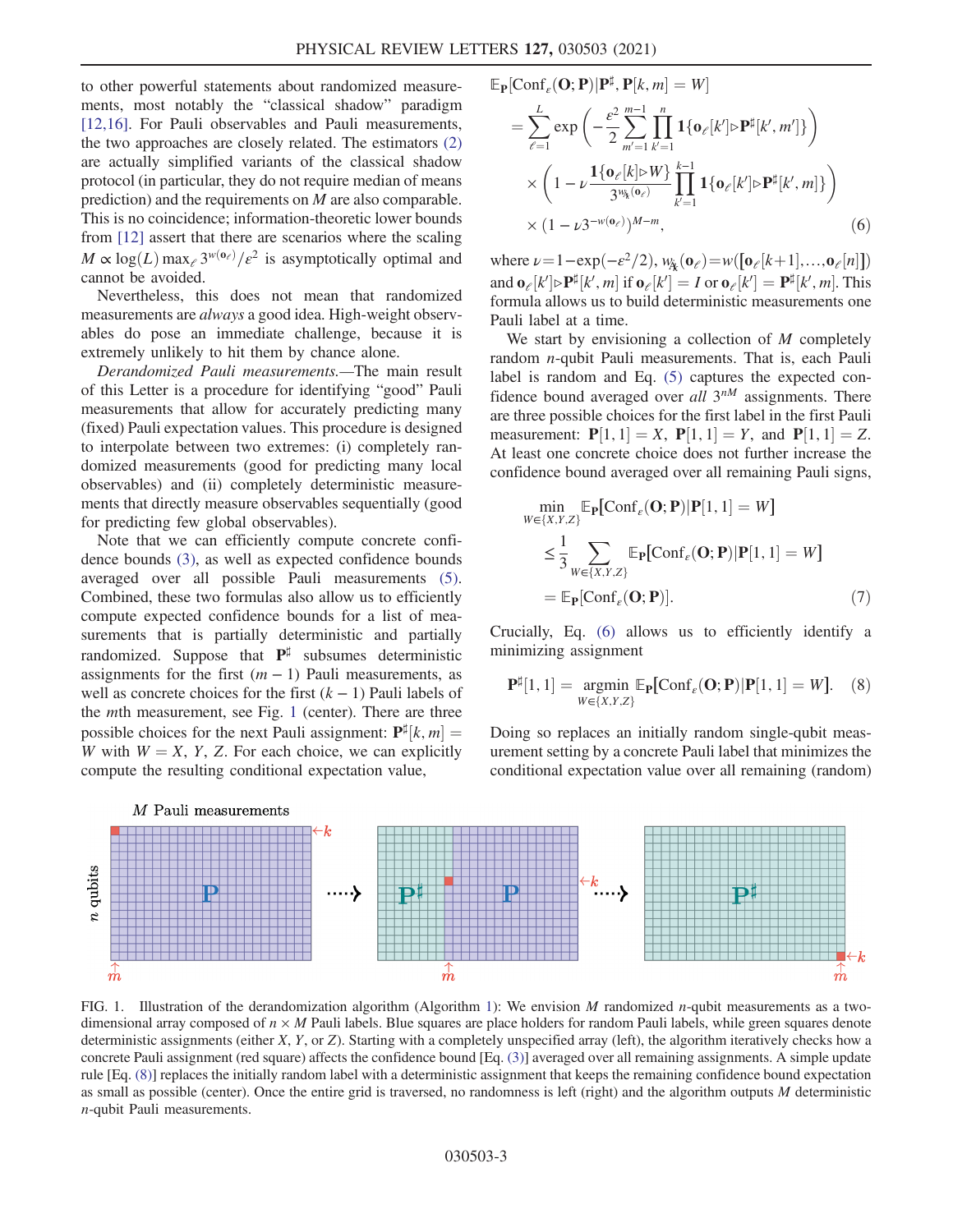to other powerful statements about randomized measurements, most notably the "classical shadow" paradigm [12,16]. For Pauli observables and Pauli measurements, the two approaches are closely related. The estimators (2) are actually simplified variants of the classical shadow protocol (in particular, they do not require median of means prediction) and the requirements on $M$ are also comparable. This is no coincidence; information-theoretic lower bounds from [12] assert that there are scenarios where the scaling $M \propto \log(L) \max_\ell 3^{w(\mathbf{o}_\ell)}/\epsilon^2$ is asymptotically optimal and cannot be avoided.

Nevertheless, this does not mean that randomized measurements are *always* a good idea. High-weight observables do pose an immediate challenge, because it is extremely unlikely to hit them by chance alone.

*Derandomized Pauli measurements.*—The main result of this Letter is a procedure for identifying "good" Pauli measurements that allow for accurately predicting many (fixed) Pauli expectation values. This procedure is designed to interpolate between two extremes: (i) completely randomized measurements (good for predicting many local observables) and (ii) completely deterministic measurements that directly measure observables sequentially (good for predicting few global observables).

Note that we can efficiently compute concrete confidence bounds (3), as well as expected confidence bounds averaged over all possible Pauli measurements (5). Combined, these two formulas also allow us to efficiently compute expected confidence bounds for a list of measurements that is partially deterministic and partially randomized. Suppose that $\mathbf{P}^\sharp$ subsumes deterministic assignments for the first $(m-1)$ Pauli measurements, as well as concrete choices for the first $(k-1)$ Pauli labels of the $m$th measurement, see Fig. 1 (center). There are three possible choices for the next Pauli assignment: $\mathbf{P}^\sharp[k,m] = W$ with $W = X, Y, Z$. For each choice, we can explicitly compute the resulting conditional expectation value,

$$
\begin{aligned}
&\mathbb{E}_{\mathbf{P}}[\mathrm{Conf}_\epsilon(\mathbf{O};\mathbf{P})|\mathbf{P}^\sharp, \mathbf{P}[k,m] = W] \\
&= \sum_{\ell=1}^{L} \exp\left(-\frac{\epsilon^2}{2}\sum_{m'=1}^{m-1}\prod_{k'=1}^{n}\mathbf{1}\{\mathbf{o}_\ell[k'] \triangleright \mathbf{P}^\sharp[k',m']\}\right) \\
&\quad \times \left(1 - \nu\frac{\mathbf{1}\{\mathbf{o}_\ell[k] \triangleright W\}}{3^{w_{\not k}(\mathbf{o}_\ell)}}\prod_{k'=1}^{k-1}\mathbf{1}\{\mathbf{o}_\ell[k'] \triangleright \mathbf{P}^\sharp[k',m]\}\right) \\
&\quad \times (1 - \nu 3^{-w(\mathbf{o}_\ell)})^{M-m},
\end{aligned} \tag{6}
$$

where $\nu = 1 - \exp(-\epsilon^2/2)$, $w_{\not k}(\mathbf{o}_\ell) = w([\mathbf{o}_\ell[k+1], \ldots, \mathbf{o}_\ell[n]])$ and $\mathbf{o}_\ell[k'] \triangleright \mathbf{P}^\sharp[k',m]$ if $\mathbf{o}_\ell[k'] = I$ or $\mathbf{o}_\ell[k'] = \mathbf{P}^\sharp[k',m]$. This formula allows us to build deterministic measurements one Pauli label at a time.

We start by envisioning a collection of $M$ completely random $n$-qubit Pauli measurements. That is, each Pauli label is random and Eq. (5) captures the expected confidence bound averaged over *all* $3^{nM}$ assignments. There are three possible choices for the first label in the first Pauli measurement: $\mathbf{P}[1,1] = X$, $\mathbf{P}[1,1] = Y$, and $\mathbf{P}[1,1] = Z$. At least one concrete choice does not further increase the confidence bound averaged over all remaining Pauli signs,

$$
\begin{aligned}
&\min_{W \in \{X,Y,Z\}} \mathbb{E}_{\mathbf{P}}[\mathrm{Conf}_\epsilon(\mathbf{O};\mathbf{P})|\mathbf{P}[1,1] = W] \\
&\leq \frac{1}{3}\sum_{W \in \{X,Y,Z\}} \mathbb{E}_{\mathbf{P}}[\mathrm{Conf}_\epsilon(\mathbf{O};\mathbf{P})|\mathbf{P}[1,1] = W] \\
&= \mathbb{E}_{\mathbf{P}}[\mathrm{Conf}_\epsilon(\mathbf{O};\mathbf{P})].
\end{aligned} \tag{7}
$$

Crucially, Eq. (6) allows us to efficiently identify a minimizing assignment

$$
\mathbf{P}^\sharp[1,1] = \underset{W \in \{X,Y,Z\}}{\mathrm{argmin}}\, \mathbb{E}_{\mathbf{P}}[\mathrm{Conf}_\epsilon(\mathbf{O};\mathbf{P})|\mathbf{P}[1,1] = W]. \tag{8}
$$

Doing so replaces an initially random single-qubit measurement setting by a concrete Pauli label that minimizes the conditional expectation value over all remaining (random)

FIG. 1. Illustration of the derandomization algorithm (Algorithm 1): We envision $M$ randomized $n$-qubit measurements as a two-dimensional array composed of $n \times M$ Pauli labels. Blue squares are place holders for random Pauli labels, while green squares denote deterministic assignments (either $X$, $Y$, or $Z$). Starting with a completely unspecified array (left), the algorithm iteratively checks how a concrete Pauli assignment (red square) affects the confidence bound [Eq. (3)] averaged over all remaining assignments. A simple update rule [Eq. (8)] replaces the initially random label with a deterministic assignment that keeps the remaining confidence bound expectation as small as possible (center). Once the entire grid is traversed, no randomness is left (right) and the algorithm outputs $M$ deterministic $n$-qubit Pauli measurements.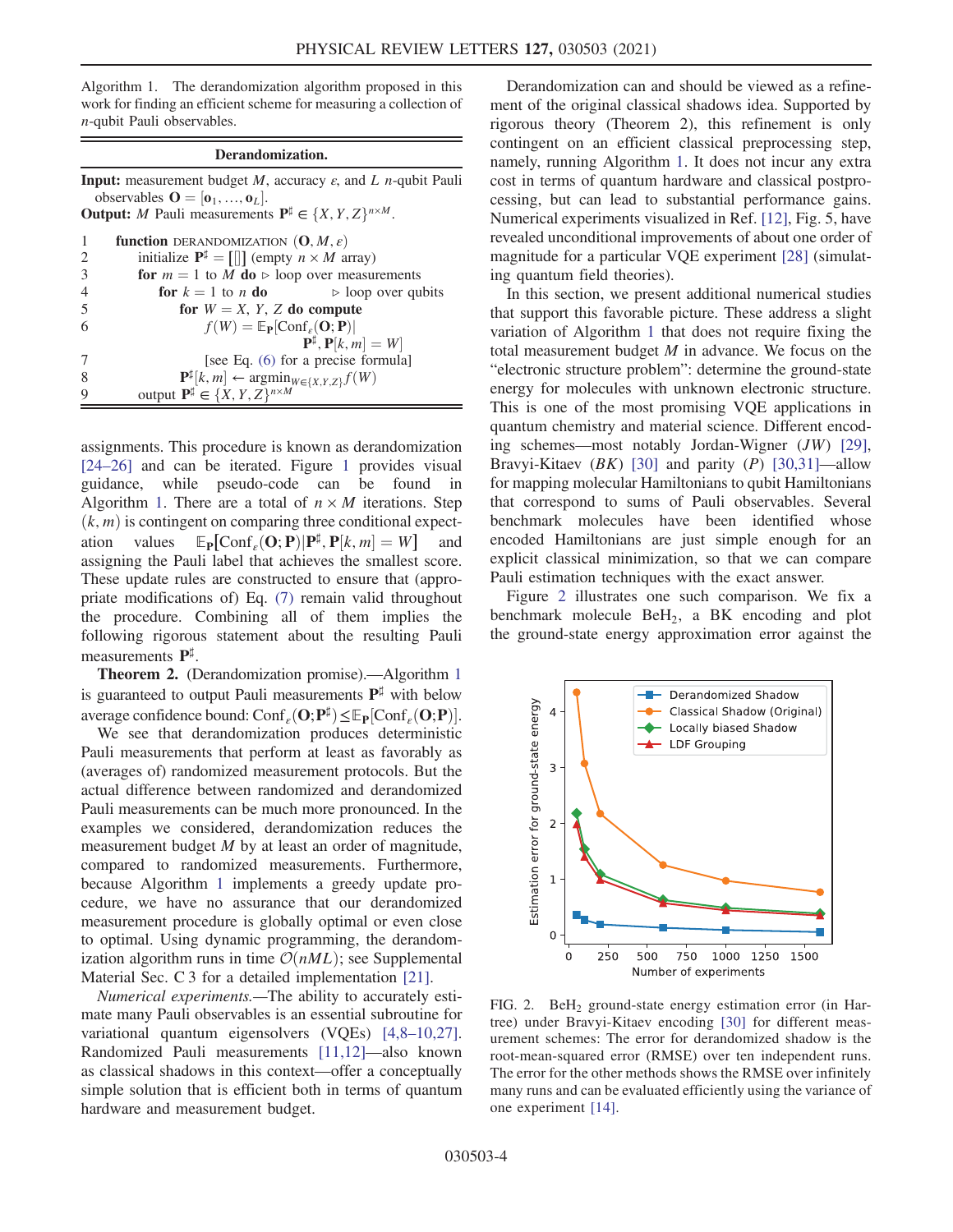Algorithm 1. The derandomization algorithm proposed in this work for finding an efficient scheme for measuring a collection of $n$-qubit Pauli observables.

**Derandomization.**

**Input:** measurement budget $M$, accuracy $\varepsilon$, and $L$ $n$-qubit Pauli observables $\mathbf{O} = [\mathbf{o}_1, \ldots, \mathbf{o}_L]$.
**Output:** $M$ Pauli measurements $\mathbf{P}^\sharp \in \{X, Y, Z\}^{n \times M}$.

```
1  function DERANDOMIZATION (O, M, ε)
2      initialize P♯ = [[]] (empty n × M array)
3      for m = 1 to M do ▷ loop over measurements
4          for k = 1 to n do              ▷ loop over qubits
5              for W = X, Y, Z do compute
6                  f(W) = E_P[Conf_ε(O; P)| P♯, P[k, m] = W]
7                  [see Eq. (6) for a precise formula]
8              P♯[k, m] ← argmin_{W∈{X,Y,Z}} f(W)
9      output P♯ ∈ {X, Y, Z}^{n×M}
```

assignments. This procedure is known as derandomization [24–26] and can be iterated. Figure 1 provides visual guidance, while pseudo-code can be found in Algorithm 1. There are a total of $n \times M$ iterations. Step $(k, m)$ is contingent on comparing three conditional expectation values $\mathbb{E}_{\mathbf{P}}[\mathrm{Conf}_\varepsilon(\mathbf{O}; \mathbf{P}) | \mathbf{P}^\sharp, \mathbf{P}[k, m] = W]$ and assigning the Pauli label that achieves the smallest score. These update rules are constructed to ensure that (appropriate modifications of) Eq. (7) remain valid throughout the procedure. Combining all of them implies the following rigorous statement about the resulting Pauli measurements $\mathbf{P}^\sharp$.

**Theorem 2.** (Derandomization promise).—Algorithm 1 is guaranteed to output Pauli measurements $\mathbf{P}^\sharp$ with below average confidence bound: $\mathrm{Conf}_\varepsilon(\mathbf{O}; \mathbf{P}^\sharp) \leq \mathbb{E}_{\mathbf{P}}[\mathrm{Conf}_\varepsilon(\mathbf{O}; \mathbf{P})]$.

We see that derandomization produces deterministic Pauli measurements that perform at least as favorably as (averages of) randomized measurement protocols. But the actual difference between randomized and derandomized Pauli measurements can be much more pronounced. In the examples we considered, derandomization reduces the measurement budget $M$ by at least an order of magnitude, compared to randomized measurements. Furthermore, because Algorithm 1 implements a greedy update procedure, we have no assurance that our derandomized measurement procedure is globally optimal or even close to optimal. Using dynamic programming, the derandomization algorithm runs in time $\mathcal{O}(nML)$; see Supplemental Material Sec. C 3 for a detailed implementation [21].

*Numerical experiments.*—The ability to accurately estimate many Pauli observables is an essential subroutine for variational quantum eigensolvers (VQEs) [4,8–10,27]. Randomized Pauli measurements [11,12]—also known as classical shadows in this context—offer a conceptually simple solution that is efficient both in terms of quantum hardware and measurement budget.

Derandomization can and should be viewed as a refinement of the original classical shadows idea. Supported by rigorous theory (Theorem 2), this refinement is only contingent on an efficient classical preprocessing step, namely, running Algorithm 1. It does not incur any extra cost in terms of quantum hardware and classical postprocessing, but can lead to substantial performance gains. Numerical experiments visualized in Ref. [12], Fig. 5, have revealed unconditional improvements of about one order of magnitude for a particular VQE experiment [28] (simulating quantum field theories).

In this section, we present additional numerical studies that support this favorable picture. These address a slight variation of Algorithm 1 that does not require fixing the total measurement budget $M$ in advance. We focus on the "electronic structure problem": determine the ground-state energy for molecules with unknown electronic structure. This is one of the most promising VQE applications in quantum chemistry and material science. Different encoding schemes—most notably Jordan-Wigner ($JW$) [29], Bravyi-Kitaev ($BK$) [30] and parity ($P$) [30,31]—allow for mapping molecular Hamiltonians to qubit Hamiltonians that correspond to sums of Pauli observables. Several benchmark molecules have been identified whose encoded Hamiltonians are just simple enough for an explicit classical minimization, so that we can compare Pauli estimation techniques with the exact answer.

Figure 2 illustrates one such comparison. We fix a benchmark molecule $BeH_2$, a BK encoding and plot the ground-state energy approximation error against the

FIG. 2. $BeH_2$ ground-state energy estimation error (in Hartree) under Bravyi-Kitaev encoding [30] for different measurement schemes: The error for derandomized shadow is the root-mean-squared error (RMSE) over ten independent runs. The error for the other methods shows the RMSE over infinitely many runs and can be evaluated efficiently using the variance of one experiment [14].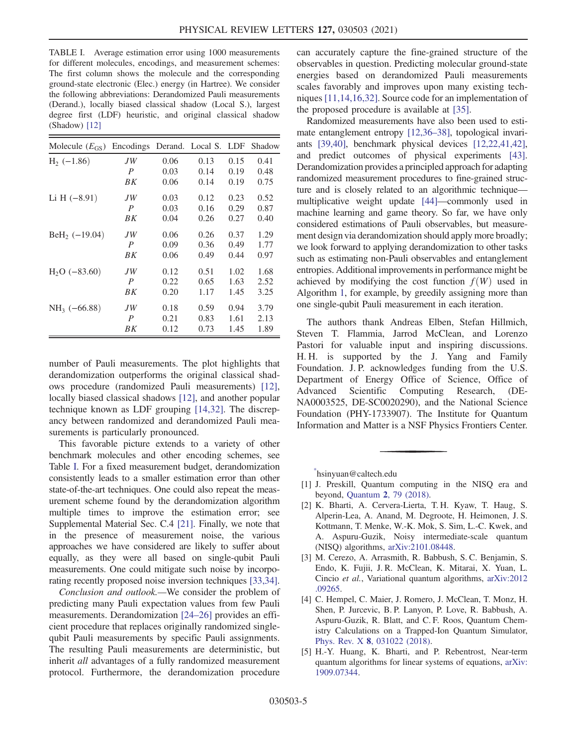TABLE I. Average estimation error using 1000 measurements for different molecules, encodings, and measurement schemes: The first column shows the molecule and the corresponding ground-state electronic (Elec.) energy (in Hartree). We consider the following abbreviations: Derandomized Pauli measurements (Derand.), locally biased classical shadow (Local S.), largest degree first (LDF) heuristic, and original classical shadow (Shadow) [12]

| Molecule ($E_{GS}$) | Encodings | Derand. | Local S. | LDF | Shadow |
|---|---|---|---|---|---|
| $H_2$ (−1.86) | *JW* | 0.06 | 0.13 | 0.15 | 0.41 |
| | *P* | 0.03 | 0.14 | 0.19 | 0.48 |
| | *BK* | 0.06 | 0.14 | 0.19 | 0.75 |
| Li H (−8.91) | *JW* | 0.03 | 0.12 | 0.23 | 0.52 |
| | *P* | 0.03 | 0.16 | 0.29 | 0.87 |
| | *BK* | 0.04 | 0.26 | 0.27 | 0.40 |
| $BeH_2$ (−19.04) | *JW* | 0.06 | 0.26 | 0.37 | 1.29 |
| | *P* | 0.09 | 0.36 | 0.49 | 1.77 |
| | *BK* | 0.06 | 0.49 | 0.44 | 0.97 |
| $H_2O$ (−83.60) | *JW* | 0.12 | 0.51 | 1.02 | 1.68 |
| | *P* | 0.22 | 0.65 | 1.63 | 2.52 |
| | *BK* | 0.20 | 1.17 | 1.45 | 3.25 |
| $NH_3$ (−66.88) | *JW* | 0.18 | 0.59 | 0.94 | 3.79 |
| | *P* | 0.21 | 0.83 | 1.61 | 2.13 |
| | *BK* | 0.12 | 0.73 | 1.45 | 1.89 |

number of Pauli measurements. The plot highlights that derandomization outperforms the original classical shadows procedure (randomized Pauli measurements) [12], locally biased classical shadows [12], and another popular technique known as LDF grouping [14,32]. The discrepancy between randomized and derandomized Pauli measurements is particularly pronounced.

This favorable picture extends to a variety of other benchmark molecules and other encoding schemes, see Table I. For a fixed measurement budget, derandomization consistently leads to a smaller estimation error than other state-of-the-art techniques. One could also repeat the measurement scheme found by the derandomization algorithm multiple times to improve the estimation error; see Supplemental Material Sec. C.4 [21]. Finally, we note that in the presence of measurement noise, the various approaches we have considered are likely to suffer about equally, as they were all based on single-qubit Pauli measurements. One could mitigate such noise by incorporating recently proposed noise inversion techniques [33,34].

*Conclusion and outlook.*—We consider the problem of predicting many Pauli expectation values from few Pauli measurements. Derandomization [24–26] provides an efficient procedure that replaces originally randomized single-qubit Pauli measurements by specific Pauli assignments. The resulting Pauli measurements are deterministic, but inherit *all* advantages of a fully randomized measurement protocol. Furthermore, the derandomization procedure can accurately capture the fine-grained structure of the observables in question. Predicting molecular ground-state energies based on derandomized Pauli measurements scales favorably and improves upon many existing techniques [11,14,16,32]. Source code for an implementation of the proposed procedure is available at [35].

Randomized measurements have also been used to estimate entanglement entropy [12,36–38], topological invariants [39,40], benchmark physical devices [12,22,41,42], and predict outcomes of physical experiments [43]. Derandomization provides a principled approach for adapting randomized measurement procedures to fine-grained structure and is closely related to an algorithmic technique—multiplicative weight update [44]—commonly used in machine learning and game theory. So far, we have only considered estimations of Pauli observables, but measurement design via derandomization should apply more broadly; we look forward to applying derandomization to other tasks such as estimating non-Pauli observables and entanglement entropies. Additional improvements in performance might be achieved by modifying the cost function $f(W)$ used in Algorithm 1, for example, by greedily assigning more than one single-qubit Pauli measurement in each iteration.

The authors thank Andreas Elben, Stefan Hillmich, Steven T. Flammia, Jarrod McClean, and Lorenzo Pastori for valuable input and inspiring discussions. H. H. is supported by the J. Yang and Family Foundation. J. P. acknowledges funding from the U.S. Department of Energy Office of Science, Office of Advanced Scientific Computing Research, (DE-NA0003525, DE-SC0020290), and the National Science Foundation (PHY-1733907). The Institute for Quantum Information and Matter is a NSF Physics Frontiers Center.

[*] hsinyuan@caltech.edu

[1] J. Preskill, Quantum computing in the NISQ era and beyond, Quantum 2, 79 (2018).

[2] K. Bharti, A. Cervera-Lierta, T. H. Kyaw, T. Haug, S. Alperin-Lea, A. Anand, M. Degroote, H. Heimonen, J. S. Kottmann, T. Menke, W.-K. Mok, S. Sim, L.-C. Kwek, and A. Aspuru-Guzik, Noisy intermediate-scale quantum (NISQ) algorithms, arXiv:2101.08448.

[3] M. Cerezo, A. Arrasmith, R. Babbush, S. C. Benjamin, S. Endo, K. Fujii, J. R. McClean, K. Mitarai, X. Yuan, L. Cincio *et al.*, Variational quantum algorithms, arXiv:2012.09265.

[4] C. Hempel, C. Maier, J. Romero, J. McClean, T. Monz, H. Shen, P. Jurcevic, B. P. Lanyon, P. Love, R. Babbush, A. Aspuru-Guzik, R. Blatt, and C. F. Roos, Quantum Chemistry Calculations on a Trapped-Ion Quantum Simulator, Phys. Rev. X 8, 031022 (2018).

[5] H.-Y. Huang, K. Bharti, and P. Rebentrost, Near-term quantum algorithms for linear systems of equations, arXiv:1909.07344.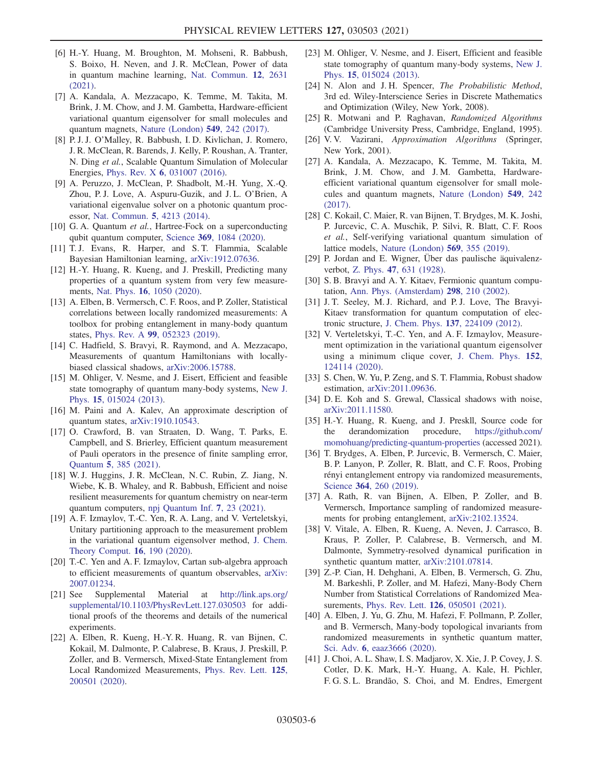[6] H.-Y. Huang, M. Broughton, M. Mohseni, R. Babbush, S. Boixo, H. Neven, and J. R. McClean, Power of data in quantum machine learning, Nat. Commun. **12**, 2631 (2021).

[7] A. Kandala, A. Mezzacapo, K. Temme, M. Takita, M. Brink, J. M. Chow, and J. M. Gambetta, Hardware-efficient variational quantum eigensolver for small molecules and quantum magnets, Nature (London) **549**, 242 (2017).

[8] P. J. J. O'Malley, R. Babbush, I. D. Kivlichan, J. Romero, J. R. McClean, R. Barends, J. Kelly, P. Roushan, A. Tranter, N. Ding *et al.*, Scalable Quantum Simulation of Molecular Energies, Phys. Rev. X **6**, 031007 (2016).

[9] A. Peruzzo, J. McClean, P. Shadbolt, M.-H. Yung, X.-Q. Zhou, P. J. Love, A. Aspuru-Guzik, and J. L. O'Brien, A variational eigenvalue solver on a photonic quantum processor, Nat. Commun. **5**, 4213 (2014).

[10] G. A. Quantum *et al.*, Hartree-Fock on a superconducting qubit quantum computer, Science **369**, 1084 (2020).

[11] T. J. Evans, R. Harper, and S. T. Flammia, Scalable Bayesian Hamiltonian learning, arXiv:1912.07636.

[12] H.-Y. Huang, R. Kueng, and J. Preskill, Predicting many properties of a quantum system from very few measurements, Nat. Phys. **16**, 1050 (2020).

[13] A. Elben, B. Vermersch, C. F. Roos, and P. Zoller, Statistical correlations between locally randomized measurements: A toolbox for probing entanglement in many-body quantum states, Phys. Rev. A **99**, 052323 (2019).

[14] C. Hadfield, S. Bravyi, R. Raymond, and A. Mezzacapo, Measurements of quantum Hamiltonians with locally-biased classical shadows, arXiv:2006.15788.

[15] M. Ohliger, V. Nesme, and J. Eisert, Efficient and feasible state tomography of quantum many-body systems, New J. Phys. **15**, 015024 (2013).

[16] M. Paini and A. Kalev, An approximate description of quantum states, arXiv:1910.10543.

[17] O. Crawford, B. van Straaten, D. Wang, T. Parks, E. Campbell, and S. Brierley, Efficient quantum measurement of Pauli operators in the presence of finite sampling error, Quantum **5**, 385 (2021).

[18] W. J. Huggins, J. R. McClean, N. C. Rubin, Z. Jiang, N. Wiebe, K. B. Whaley, and R. Babbush, Efficient and noise resilient measurements for quantum chemistry on near-term quantum computers, npj Quantum Inf. **7**, 23 (2021).

[19] A. F. Izmaylov, T.-C. Yen, R. A. Lang, and V. Verteletskyi, Unitary partitioning approach to the measurement problem in the variational quantum eigensolver method, J. Chem. Theory Comput. **16**, 190 (2020).

[20] T.-C. Yen and A. F. Izmaylov, Cartan sub-algebra approach to efficient measurements of quantum observables, arXiv:2007.01234.

[21] See Supplemental Material at http://link.aps.org/supplemental/10.1103/PhysRevLett.127.030503 for additional proofs of the theorems and details of the numerical experiments.

[22] A. Elben, R. Kueng, H.-Y. R. Huang, R. van Bijnen, C. Kokail, M. Dalmonte, P. Calabrese, B. Kraus, J. Preskill, P. Zoller, and B. Vermersch, Mixed-State Entanglement from Local Randomized Measurements, Phys. Rev. Lett. **125**, 200501 (2020).

[23] M. Ohliger, V. Nesme, and J. Eisert, Efficient and feasible state tomography of quantum many-body systems, New J. Phys. **15**, 015024 (2013).

[24] N. Alon and J. H. Spencer, *The Probabilistic Method*, 3rd ed. Wiley-Interscience Series in Discrete Mathematics and Optimization (Wiley, New York, 2008).

[25] R. Motwani and P. Raghavan, *Randomized Algorithms* (Cambridge University Press, Cambridge, England, 1995).

[26] V. V. Vazirani, *Approximation Algorithms* (Springer, New York, 2001).

[27] A. Kandala, A. Mezzacapo, K. Temme, M. Takita, M. Brink, J. M. Chow, and J. M. Gambetta, Hardware-efficient variational quantum eigensolver for small molecules and quantum magnets, Nature (London) **549**, 242 (2017).

[28] C. Kokail, C. Maier, R. van Bijnen, T. Brydges, M. K. Joshi, P. Jurcevic, C. A. Muschik, P. Silvi, R. Blatt, C. F. Roos *et al.*, Self-verifying variational quantum simulation of lattice models, Nature (London) **569**, 355 (2019).

[29] P. Jordan and E. Wigner, Über das paulische äquivalenzverbot, Z. Phys. **47**, 631 (1928).

[30] S. B. Bravyi and A. Y. Kitaev, Fermionic quantum computation, Ann. Phys. (Amsterdam) **298**, 210 (2002).

[31] J. T. Seeley, M. J. Richard, and P. J. Love, The Bravyi-Kitaev transformation for quantum computation of electronic structure, J. Chem. Phys. **137**, 224109 (2012).

[32] V. Verteletskyi, T.-C. Yen, and A. F. Izmaylov, Measurement optimization in the variational quantum eigensolver using a minimum clique cover, J. Chem. Phys. **152**, 124114 (2020).

[33] S. Chen, W. Yu, P. Zeng, and S. T. Flammia, Robust shadow estimation, arXiv:2011.09636.

[34] D. E. Koh and S. Grewal, Classical shadows with noise, arXiv:2011.11580.

[35] H.-Y. Huang, R. Kueng, and J. Preskll, Source code for the derandomization procedure, https://github.com/momohuang/predicting-quantum-properties (accessed 2021).

[36] T. Brydges, A. Elben, P. Jurcevic, B. Vermersch, C. Maier, B. P. Lanyon, P. Zoller, R. Blatt, and C. F. Roos, Probing rényi entanglement entropy via randomized measurements, Science **364**, 260 (2019).

[37] A. Rath, R. van Bijnen, A. Elben, P. Zoller, and B. Vermersch, Importance sampling of randomized measurements for probing entanglement, arXiv:2102.13524.

[38] V. Vitale, A. Elben, R. Kueng, A. Neven, J. Carrasco, B. Kraus, P. Zoller, P. Calabrese, B. Vermersch, and M. Dalmonte, Symmetry-resolved dynamical purification in synthetic quantum matter, arXiv:2101.07814.

[39] Z.-P. Cian, H. Dehghani, A. Elben, B. Vermersch, G. Zhu, M. Barkeshli, P. Zoller, and M. Hafezi, Many-Body Chern Number from Statistical Correlations of Randomized Measurements, Phys. Rev. Lett. **126**, 050501 (2021).

[40] A. Elben, J. Yu, G. Zhu, M. Hafezi, F. Pollmann, P. Zoller, and B. Vermersch, Many-body topological invariants from randomized measurements in synthetic quantum matter, Sci. Adv. **6**, eaaz3666 (2020).

[41] J. Choi, A. L. Shaw, I. S. Madjarov, X. Xie, J. P. Covey, J. S. Cotler, D. K. Mark, H.-Y. Huang, A. Kale, H. Pichler, F. G. S. L. Brandão, S. Choi, and M. Endres, Emergent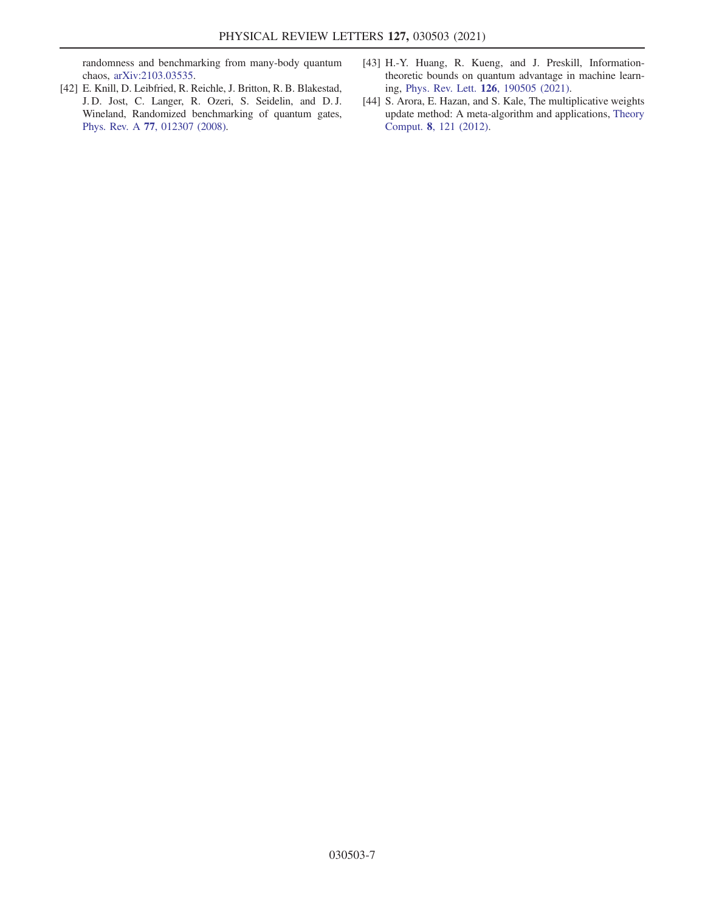randomness and benchmarking from many-body quantum chaos, arXiv:2103.03535.

[42] E. Knill, D. Leibfried, R. Reichle, J. Britton, R. B. Blakestad, J. D. Jost, C. Langer, R. Ozeri, S. Seidelin, and D. J. Wineland, Randomized benchmarking of quantum gates, Phys. Rev. A **77**, 012307 (2008).

[43] H.-Y. Huang, R. Kueng, and J. Preskill, Information-theoretic bounds on quantum advantage in machine learning, Phys. Rev. Lett. **126**, 190505 (2021).

[44] S. Arora, E. Hazan, and S. Kale, The multiplicative weights update method: A meta-algorithm and applications, Theory Comput. **8**, 121 (2012).